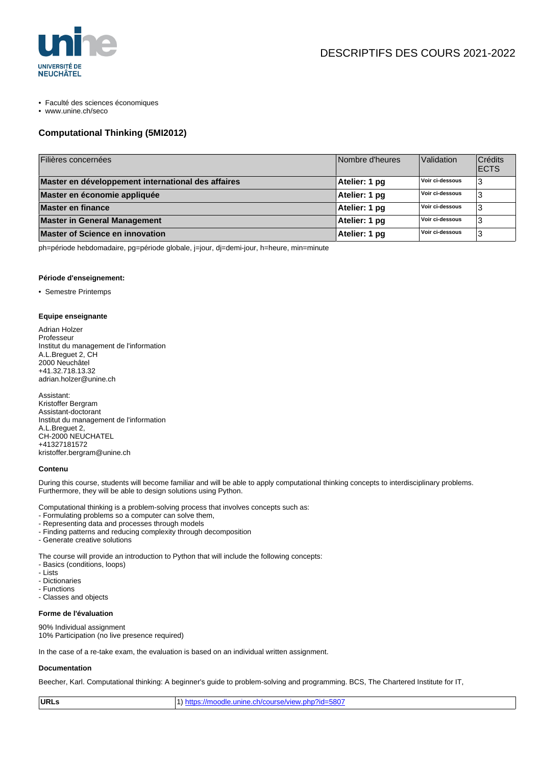DESCRIPTIFS DES COURS 2021-2022

- Faculté des sciences économiques
- www.unine.ch/seco

## Computational Thinking (5MI2012)

| Filières concernées | Nombre d'heures | Validation | Crédits ECTS |
| --- | --- | --- | --- |
| **Master en développement international des affaires** | **Atelier: 1 pg** | **Voir ci-dessous** | 3 |
| **Master en économie appliquée** | **Atelier: 1 pg** | **Voir ci-dessous** | 3 |
| **Master en finance** | **Atelier: 1 pg** | **Voir ci-dessous** | 3 |
| **Master in General Management** | **Atelier: 1 pg** | **Voir ci-dessous** | 3 |
| **Master of Science en innovation** | **Atelier: 1 pg** | **Voir ci-dessous** | 3 |

ph=période hebdomadaire, pg=période globale, j=jour, dj=demi-jour, h=heure, min=minute

#### Période d'enseignement:

- Semestre Printemps

#### Equipe enseignante

Adrian Holzer
Professeur
Institut du management de l'information
A.L.Breguet 2, CH
2000 Neuchâtel
+41.32.718.13.32
adrian.holzer@unine.ch

Assistant:
Kristoffer Bergram
Assistant-doctorant
Institut du management de l'information
A.L.Breguet 2,
CH-2000 NEUCHATEL
+41327181572
kristoffer.bergram@unine.ch

#### Contenu

During this course, students will become familiar and will be able to apply computational thinking concepts to interdisciplinary problems. Furthermore, they will be able to design solutions using Python.

Computational thinking is a problem-solving process that involves concepts such as:
- Formulating problems so a computer can solve them,
- Representing data and processes through models
- Finding patterns and reducing complexity through decomposition
- Generate creative solutions

The course will provide an introduction to Python that will include the following concepts:
- Basics (conditions, loops)
- Lists
- Dictionaries
- Functions
- Classes and objects

#### Forme de l'évaluation

90% Individual assignment
10% Participation (no live presence required)

In the case of a re-take exam, the evaluation is based on an individual written assignment.

#### Documentation

Beecher, Karl. Computational thinking: A beginner's guide to problem-solving and programming. BCS, The Chartered Institute for IT,

| **URLs** | 1) https://moodle.unine.ch/course/view.php?id=5807 |
| --- | --- |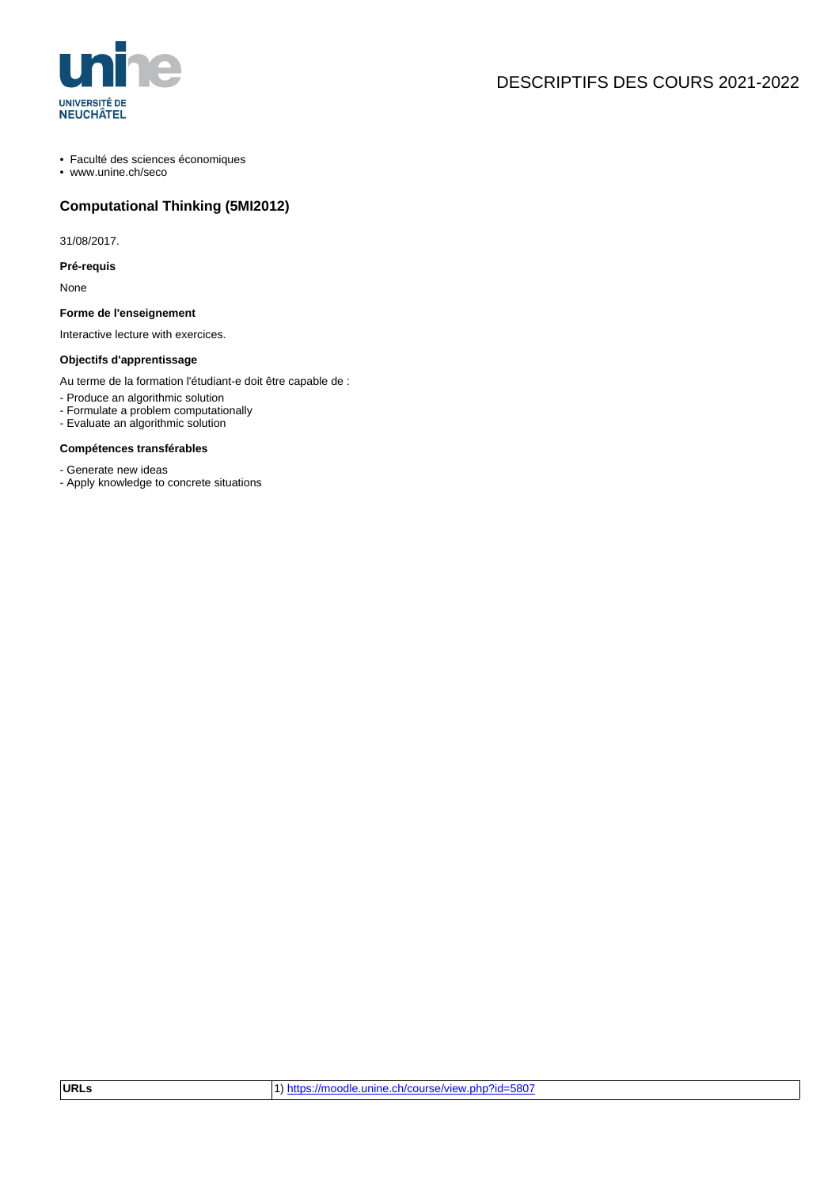- Faculté des sciences économiques
- www.unine.ch/seco

## Computational Thinking (5MI2012)

31/08/2017.

### Pré-requis

None

### Forme de l'enseignement

Interactive lecture with exercices.

### Objectifs d'apprentissage

Au terme de la formation l'étudiant-e doit être capable de :

- Produce an algorithmic solution
- Formulate a problem computationally
- Evaluate an algorithmic solution

### Compétences transférables

- Generate new ideas
- Apply knowledge to concrete situations

| | |
|---|---|
| **URLs** | 1) https://moodle.unine.ch/course/view.php?id=5807 |